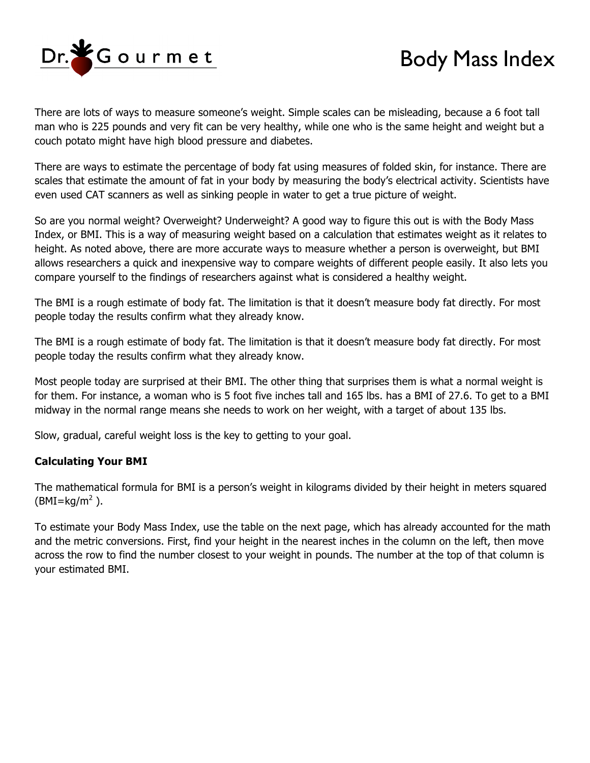# Body Mass Index

There are lots of ways to measure someone's weight. Simple scales can be misleading, because a 6 foot tall man who is 225 pounds and very fit can be very healthy, while one who is the same height and weight but a couch potato might have high blood pressure and diabetes.

There are ways to estimate the percentage of body fat using measures of folded skin, for instance. There are scales that estimate the amount of fat in your body by measuring the body's electrical activity. Scientists have even used CAT scanners as well as sinking people in water to get a true picture of weight.

So are you normal weight? Overweight? Underweight? A good way to figure this out is with the Body Mass Index, or BMI. This is a way of measuring weight based on a calculation that estimates weight as it relates to height. As noted above, there are more accurate ways to measure whether a person is overweight, but BMI allows researchers a quick and inexpensive way to compare weights of different people easily. It also lets you compare yourself to the findings of researchers against what is considered a healthy weight.

The BMI is a rough estimate of body fat. The limitation is that it doesn't measure body fat directly. For most people today the results confirm what they already know.

The BMI is a rough estimate of body fat. The limitation is that it doesn't measure body fat directly. For most people today the results confirm what they already know.

Most people today are surprised at their BMI. The other thing that surprises them is what a normal weight is for them. For instance, a woman who is 5 foot five inches tall and 165 lbs. has a BMI of 27.6. To get to a BMI midway in the normal range means she needs to work on her weight, with a target of about 135 lbs.

Slow, gradual, careful weight loss is the key to getting to your goal.

**Calculating Your BMI**

The mathematical formula for BMI is a person's weight in kilograms divided by their height in meters squared ($BMI=kg/m^2$ ).

To estimate your Body Mass Index, use the table on the next page, which has already accounted for the math and the metric conversions. First, find your height in the nearest inches in the column on the left, then move across the row to find the number closest to your weight in pounds. The number at the top of that column is your estimated BMI.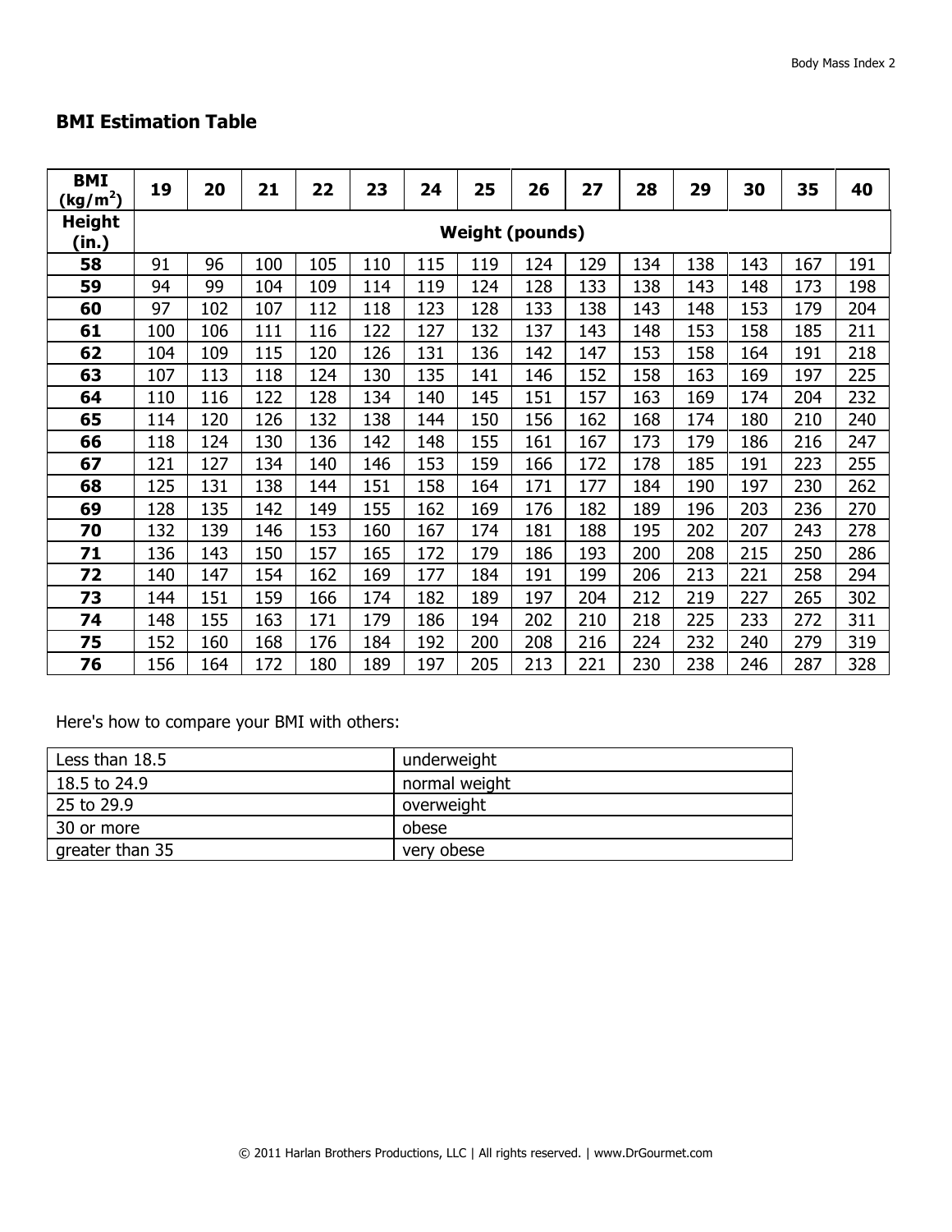## BMI Estimation Table

| BMI ($kg/m^2$) | 19 | 20 | 21 | 22 | 23 | 24 | 25 | 26 | 27 | 28 | 29 | 30 | 35 | 40 |
|---|---|---|---|---|---|---|---|---|---|---|---|---|---|---|
| **Height (in.)** | **Weight (pounds)** | | | | | | | | | | | | | |
| **58** | 91 | 96 | 100 | 105 | 110 | 115 | 119 | 124 | 129 | 134 | 138 | 143 | 167 | 191 |
| **59** | 94 | 99 | 104 | 109 | 114 | 119 | 124 | 128 | 133 | 138 | 143 | 148 | 173 | 198 |
| **60** | 97 | 102 | 107 | 112 | 118 | 123 | 128 | 133 | 138 | 143 | 148 | 153 | 179 | 204 |
| **61** | 100 | 106 | 111 | 116 | 122 | 127 | 132 | 137 | 143 | 148 | 153 | 158 | 185 | 211 |
| **62** | 104 | 109 | 115 | 120 | 126 | 131 | 136 | 142 | 147 | 153 | 158 | 164 | 191 | 218 |
| **63** | 107 | 113 | 118 | 124 | 130 | 135 | 141 | 146 | 152 | 158 | 163 | 169 | 197 | 225 |
| **64** | 110 | 116 | 122 | 128 | 134 | 140 | 145 | 151 | 157 | 163 | 169 | 174 | 204 | 232 |
| **65** | 114 | 120 | 126 | 132 | 138 | 144 | 150 | 156 | 162 | 168 | 174 | 180 | 210 | 240 |
| **66** | 118 | 124 | 130 | 136 | 142 | 148 | 155 | 161 | 167 | 173 | 179 | 186 | 216 | 247 |
| **67** | 121 | 127 | 134 | 140 | 146 | 153 | 159 | 166 | 172 | 178 | 185 | 191 | 223 | 255 |
| **68** | 125 | 131 | 138 | 144 | 151 | 158 | 164 | 171 | 177 | 184 | 190 | 197 | 230 | 262 |
| **69** | 128 | 135 | 142 | 149 | 155 | 162 | 169 | 176 | 182 | 189 | 196 | 203 | 236 | 270 |
| **70** | 132 | 139 | 146 | 153 | 160 | 167 | 174 | 181 | 188 | 195 | 202 | 207 | 243 | 278 |
| **71** | 136 | 143 | 150 | 157 | 165 | 172 | 179 | 186 | 193 | 200 | 208 | 215 | 250 | 286 |
| **72** | 140 | 147 | 154 | 162 | 169 | 177 | 184 | 191 | 199 | 206 | 213 | 221 | 258 | 294 |
| **73** | 144 | 151 | 159 | 166 | 174 | 182 | 189 | 197 | 204 | 212 | 219 | 227 | 265 | 302 |
| **74** | 148 | 155 | 163 | 171 | 179 | 186 | 194 | 202 | 210 | 218 | 225 | 233 | 272 | 311 |
| **75** | 152 | 160 | 168 | 176 | 184 | 192 | 200 | 208 | 216 | 224 | 232 | 240 | 279 | 319 |
| **76** | 156 | 164 | 172 | 180 | 189 | 197 | 205 | 213 | 221 | 230 | 238 | 246 | 287 | 328 |

Here's how to compare your BMI with others:

| | |
|---|---|
| Less than 18.5 | underweight |
| 18.5 to 24.9 | normal weight |
| 25 to 29.9 | overweight |
| 30 or more | obese |
| greater than 35 | very obese |

© 2011 Harlan Brothers Productions, LLC | All rights reserved. | www.DrGourmet.com